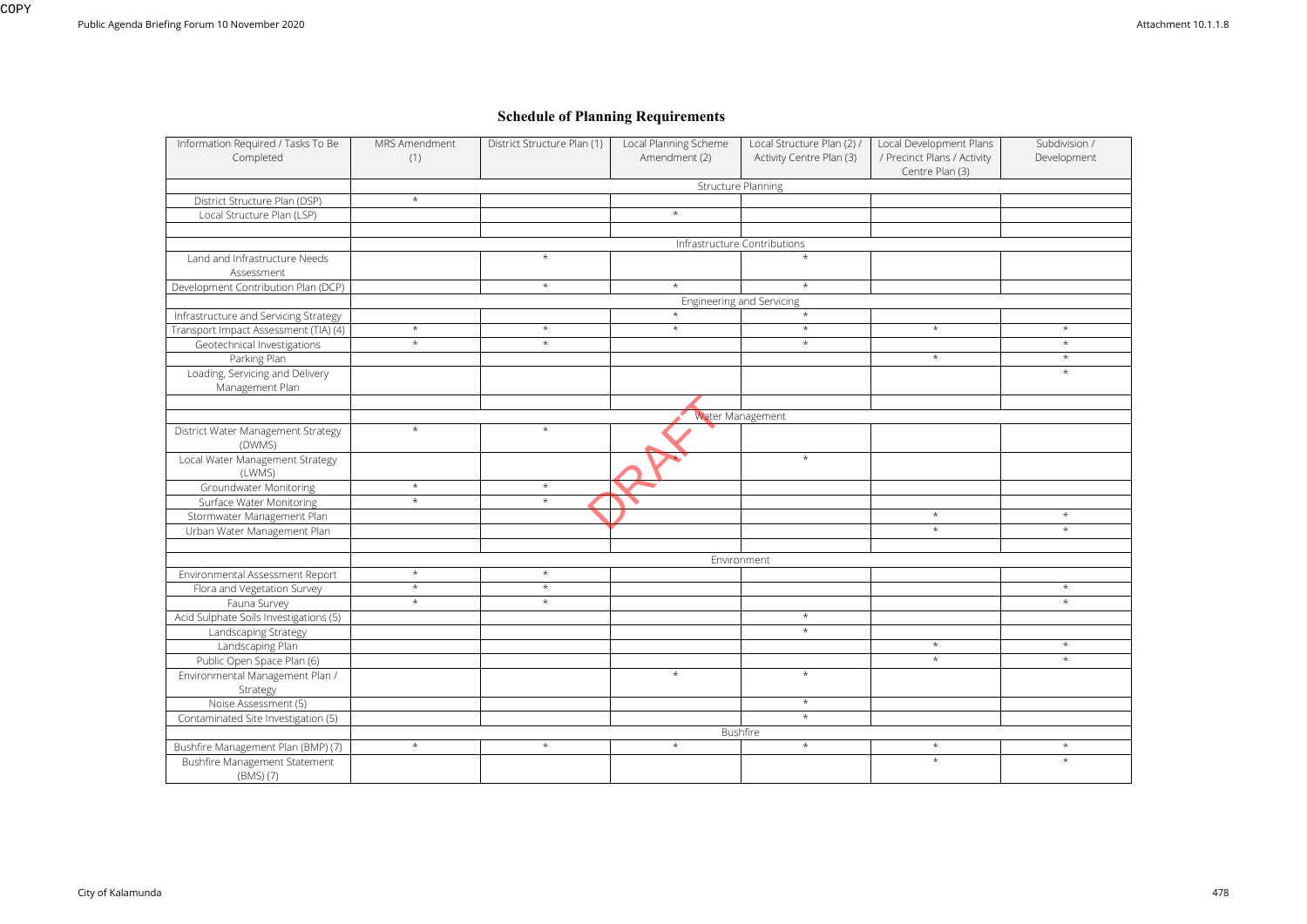# Schedule of Planning Requirements

| Information Required / Tasks To Be Completed | MRS Amendment (1) | District Structure Plan (1) | Local Planning Scheme Amendment (2) | Local Structure Plan (2) / Activity Centre Plan (3) | Local Development Plans / Precinct Plans / Activity Centre Plan (3) | Subdivision / Development |
|---|---|---|---|---|---|---|
| | Structure Planning | | | | | |
| District Structure Plan (DSP) | * | | | | | |
| Local Structure Plan (LSP) | | | * | | | |
| | | | | | | |
| | Infrastructure Contributions | | | | | |
| Land and Infrastructure Needs Assessment | | * | | * | | |
| Development Contribution Plan (DCP) | | * | * | * | | |
| | Engineering and Servicing | | | | | |
| Infrastructure and Servicing Strategy | | | * | * | | |
| Transport Impact Assessment (TIA) (4) | * | * | * | * | * | * |
| Geotechnical Investigations | * | * | | * | | * |
| Parking Plan | | | | | * | * |
| Loading, Servicing and Delivery Management Plan | | | | | | * |
| | | | | | | |
| | Water Management | | | | | |
| District Water Management Strategy (DWMS) | * | * | | | | |
| Local Water Management Strategy (LWMS) | | | * | * | | |
| Groundwater Monitoring | * | * | | | | |
| Surface Water Monitoring | * | * | | | | |
| Stormwater Management Plan | | | | | * | * |
| Urban Water Management Plan | | | | | * | * |
| | | | | | | |
| | Environment | | | | | |
| Environmental Assessment Report | * | * | | | | |
| Flora and Vegetation Survey | * | * | | | | * |
| Fauna Survey | * | * | | | | * |
| Acid Sulphate Soils Investigations (5) | | | | * | | |
| Landscaping Strategy | | | | * | | |
| Landscaping Plan | | | | | * | * |
| Public Open Space Plan (6) | | | | | * | * |
| Environmental Management Plan / Strategy | | | * | * | | |
| Noise Assessment (5) | | | | * | | |
| Contaminated Site Investigation (5) | | | | * | | |
| | Bushfire | | | | | |
| Bushfire Management Plan (BMP) (7) | * | * | * | * | * | * |
| Bushfire Management Statement (BMS) (7) | | | | | * | * |

DRAFT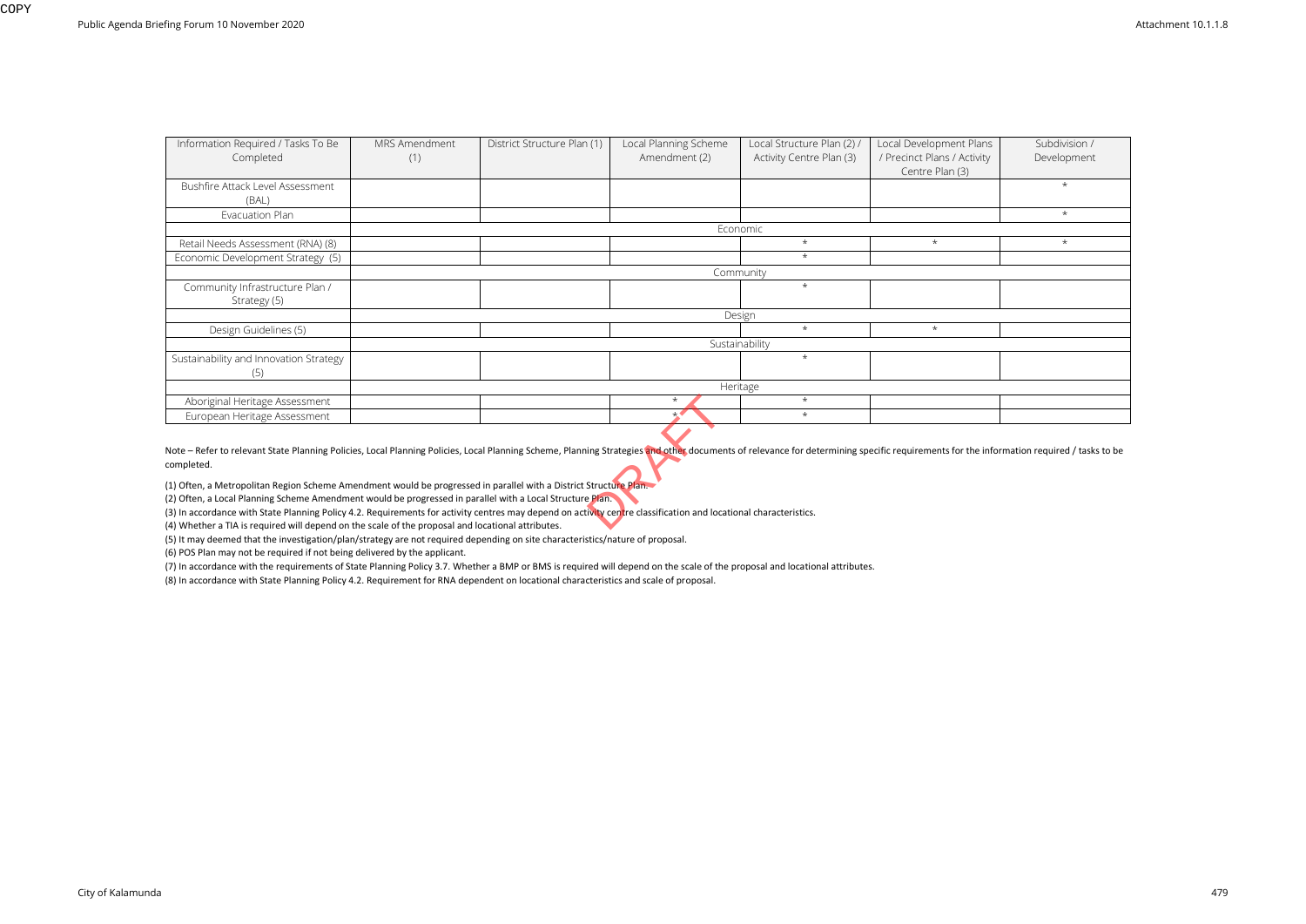| Information Required / Tasks To Be Completed | MRS Amendment (1) | District Structure Plan (1) | Local Planning Scheme Amendment (2) | Local Structure Plan (2) / Activity Centre Plan (3) | Local Development Plans / Precinct Plans / Activity Centre Plan (3) | Subdivision / Development |
|---|---|---|---|---|---|---|
| Bushfire Attack Level Assessment (BAL) | | | | | | * |
| Evacuation Plan | | | | | | * |
| | Economic | | | | | |
| Retail Needs Assessment (RNA) (8) | | | | * | * | * |
| Economic Development Strategy (5) | | | | * | | |
| | Community | | | | | |
| Community Infrastructure Plan / Strategy (5) | | | | * | | |
| | Design | | | | | |
| Design Guidelines (5) | | | | * | * | |
| | Sustainability | | | | | |
| Sustainability and Innovation Strategy (5) | | | | * | | |
| | Heritage | | | | | |
| Aboriginal Heritage Assessment | | | * | * | | |
| European Heritage Assessment | | | * | * | | |

DRAFT

Note – Refer to relevant State Planning Policies, Local Planning Policies, Local Planning Scheme, Planning Strategies and other documents of relevance for determining specific requirements for the information required / tasks to be completed.

(1) Often, a Metropolitan Region Scheme Amendment would be progressed in parallel with a District Structure Plan.

(2) Often, a Local Planning Scheme Amendment would be progressed in parallel with a Local Structure Plan.

(3) In accordance with State Planning Policy 4.2. Requirements for activity centres may depend on activity centre classification and locational characteristics.

(4) Whether a TIA is required will depend on the scale of the proposal and locational attributes.

(5) It may deemed that the investigation/plan/strategy are not required depending on site characteristics/nature of proposal.

(6) POS Plan may not be required if not being delivered by the applicant.

(7) In accordance with the requirements of State Planning Policy 3.7. Whether a BMP or BMS is required will depend on the scale of the proposal and locational attributes.

(8) In accordance with State Planning Policy 4.2. Requirement for RNA dependent on locational characteristics and scale of proposal.